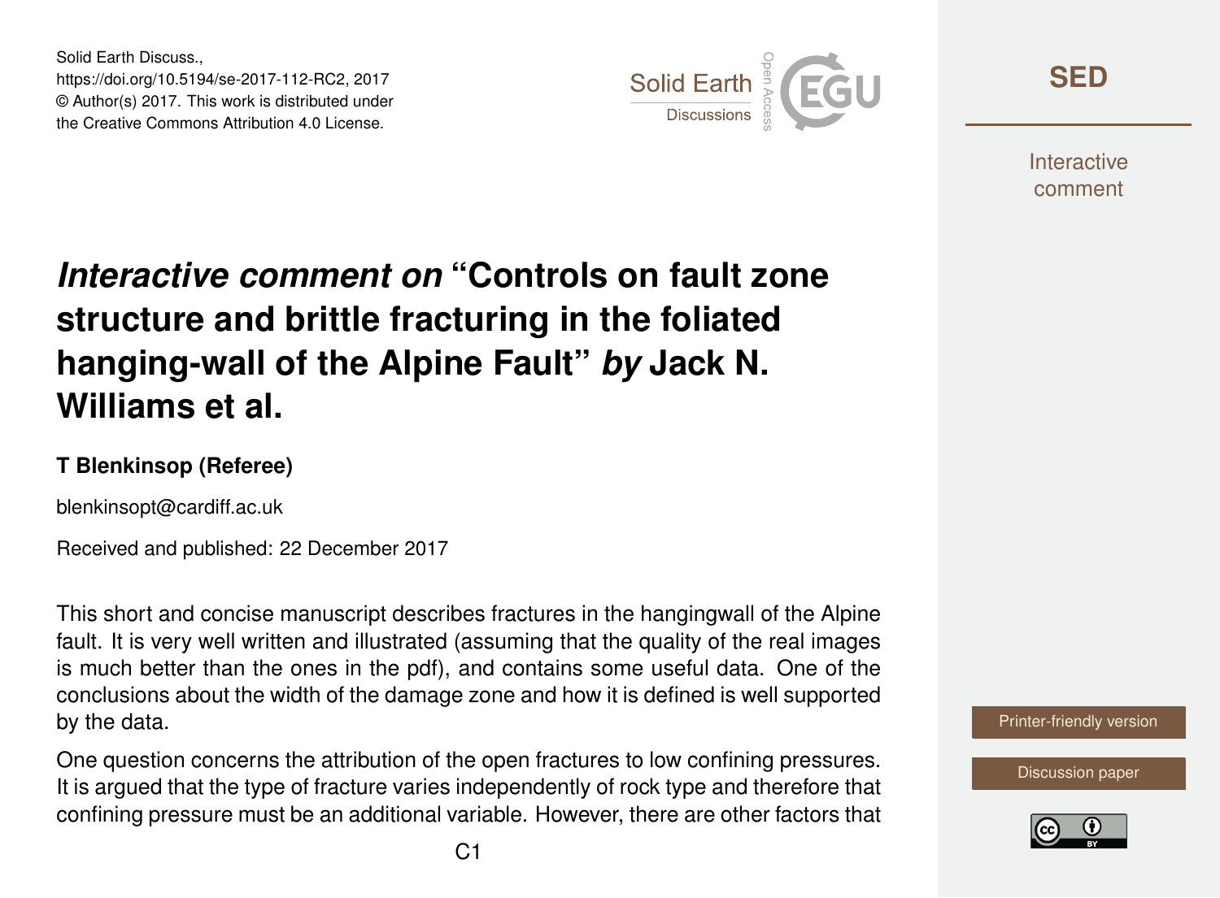# *Interactive comment on* "Controls on fault zone structure and brittle fracturing in the foliated hanging-wall of the Alpine Fault" *by* Jack N. Williams et al.

**T Blenkinsop (Referee)**

blenkinsopt@cardiff.ac.uk

Received and published: 22 December 2017

This short and concise manuscript describes fractures in the hangingwall of the Alpine fault. It is very well written and illustrated (assuming that the quality of the real images is much better than the ones in the pdf), and contains some useful data. One of the conclusions about the width of the damage zone and how it is defined is well supported by the data.

One question concerns the attribution of the open fractures to low confining pressures. It is argued that the type of fracture varies independently of rock type and therefore that confining pressure must be an additional variable. However, there are other factors that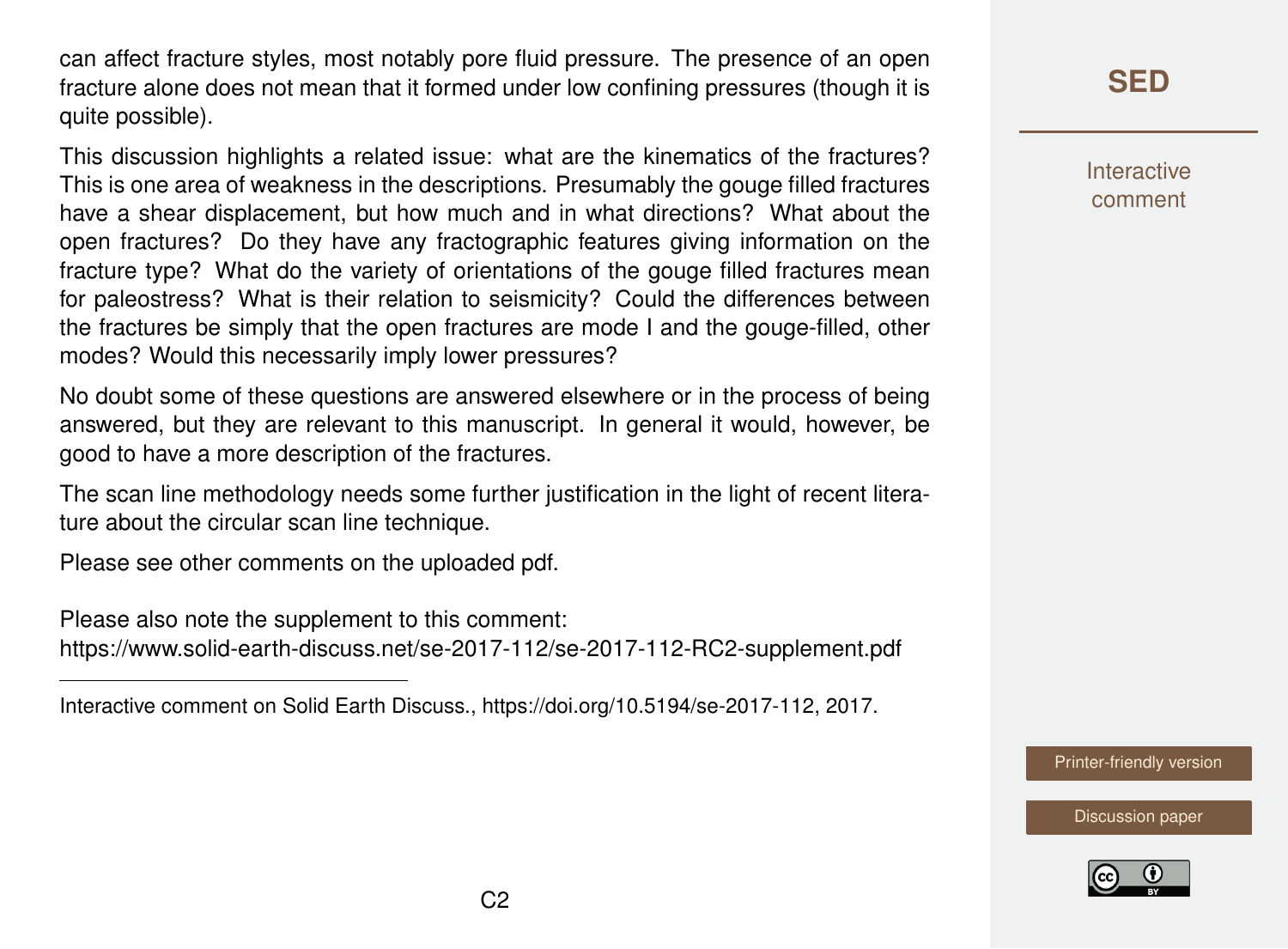can affect fracture styles, most notably pore fluid pressure. The presence of an open fracture alone does not mean that it formed under low confining pressures (though it is quite possible).

This discussion highlights a related issue: what are the kinematics of the fractures? This is one area of weakness in the descriptions. Presumably the gouge filled fractures have a shear displacement, but how much and in what directions? What about the open fractures? Do they have any fractographic features giving information on the fracture type? What do the variety of orientations of the gouge filled fractures mean for paleostress? What is their relation to seismicity? Could the differences between the fractures be simply that the open fractures are mode I and the gouge-filled, other modes? Would this necessarily imply lower pressures?

No doubt some of these questions are answered elsewhere or in the process of being answered, but they are relevant to this manuscript. In general it would, however, be good to have a more description of the fractures.

The scan line methodology needs some further justification in the light of recent literature about the circular scan line technique.

Please see other comments on the uploaded pdf.

Please also note the supplement to this comment:
https://www.solid-earth-discuss.net/se-2017-112/se-2017-112-RC2-supplement.pdf

---

Interactive comment on Solid Earth Discuss., https://doi.org/10.5194/se-2017-112, 2017.